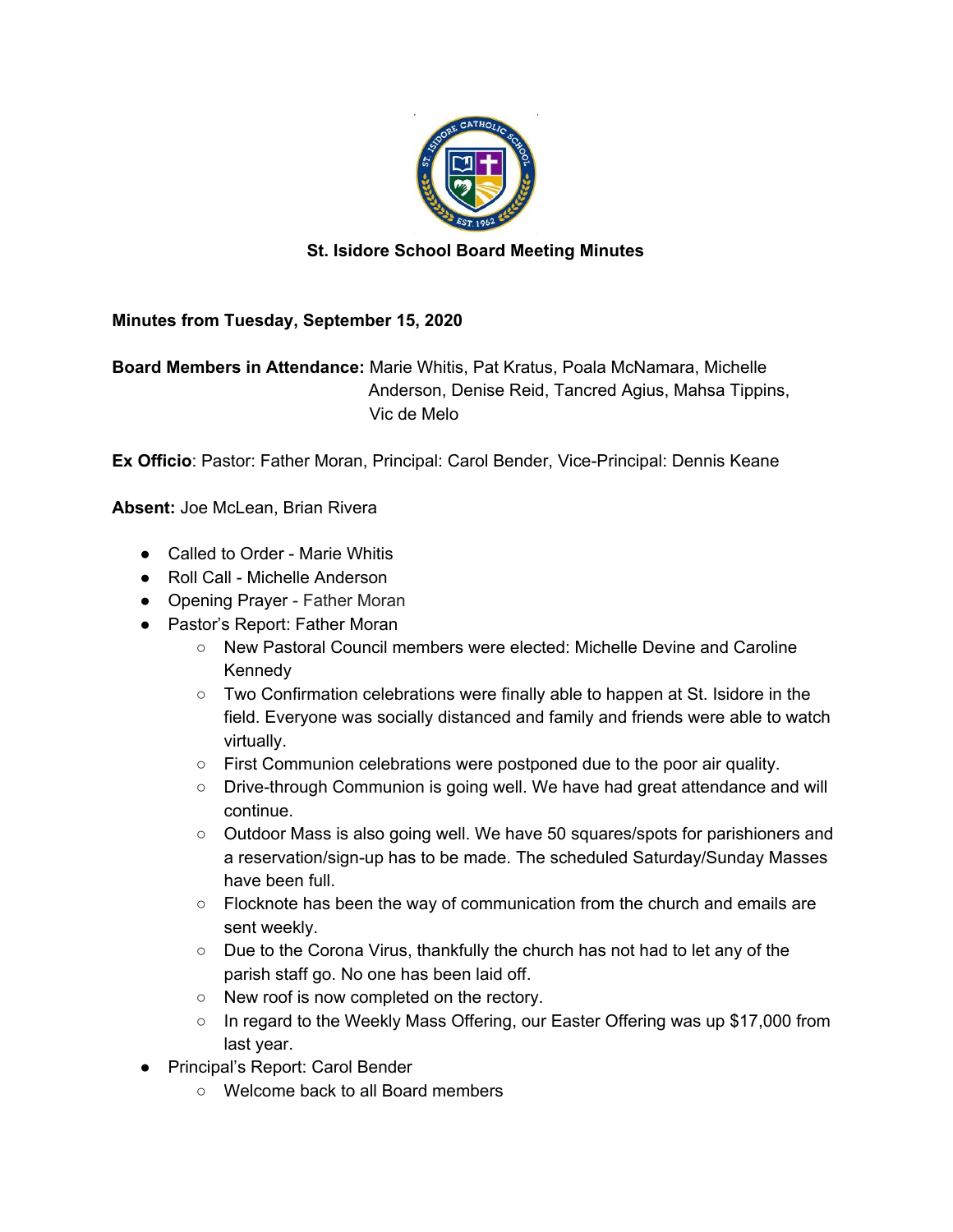**St. Isidore School Board Meeting Minutes**

**Minutes from Tuesday, September 15, 2020**

**Board Members in Attendance:** Marie Whitis, Pat Kratus, Poala McNamara, Michelle Anderson, Denise Reid, Tancred Agius, Mahsa Tippins, Vic de Melo

**Ex Officio**: Pastor: Father Moran, Principal: Carol Bender, Vice-Principal: Dennis Keane

**Absent:** Joe McLean, Brian Rivera

- Called to Order - Marie Whitis
- Roll Call - Michelle Anderson
- Opening Prayer - Father Moran
- Pastor's Report: Father Moran
    - New Pastoral Council members were elected: Michelle Devine and Caroline Kennedy
    - Two Confirmation celebrations were finally able to happen at St. Isidore in the field. Everyone was socially distanced and family and friends were able to watch virtually.
    - First Communion celebrations were postponed due to the poor air quality.
    - Drive-through Communion is going well. We have had great attendance and will continue.
    - Outdoor Mass is also going well. We have 50 squares/spots for parishioners and a reservation/sign-up has to be made. The scheduled Saturday/Sunday Masses have been full.
    - Flocknote has been the way of communication from the church and emails are sent weekly.
    - Due to the Corona Virus, thankfully the church has not had to let any of the parish staff go. No one has been laid off.
    - New roof is now completed on the rectory.
    - In regard to the Weekly Mass Offering, our Easter Offering was up $17,000 from last year.
- Principal's Report: Carol Bender
    - Welcome back to all Board members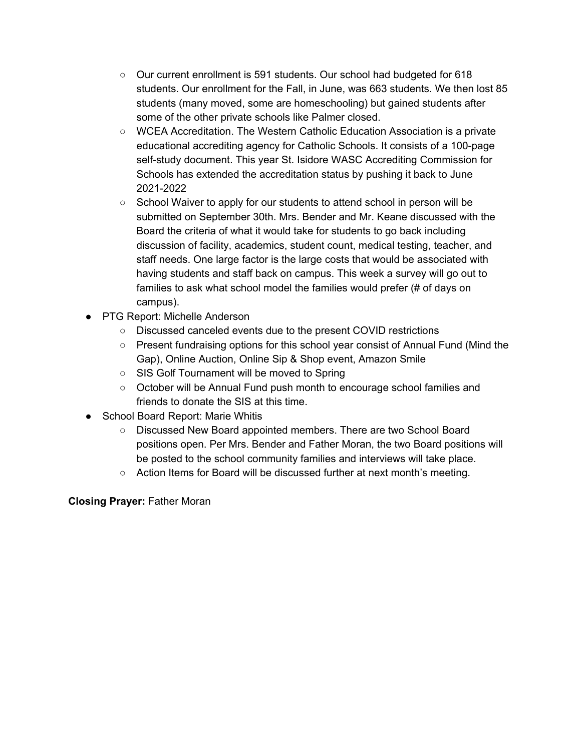- Our current enrollment is 591 students. Our school had budgeted for 618 students. Our enrollment for the Fall, in June, was 663 students. We then lost 85 students (many moved, some are homeschooling) but gained students after some of the other private schools like Palmer closed.
    - WCEA Accreditation. The Western Catholic Education Association is a private educational accrediting agency for Catholic Schools. It consists of a 100-page self-study document. This year St. Isidore WASC Accrediting Commission for Schools has extended the accreditation status by pushing it back to June 2021-2022
    - School Waiver to apply for our students to attend school in person will be submitted on September 30th. Mrs. Bender and Mr. Keane discussed with the Board the criteria of what it would take for students to go back including discussion of facility, academics, student count, medical testing, teacher, and staff needs. One large factor is the large costs that would be associated with having students and staff back on campus. This week a survey will go out to families to ask what school model the families would prefer (# of days on campus).
- PTG Report: Michelle Anderson
    - Discussed canceled events due to the present COVID restrictions
    - Present fundraising options for this school year consist of Annual Fund (Mind the Gap), Online Auction, Online Sip & Shop event, Amazon Smile
    - SIS Golf Tournament will be moved to Spring
    - October will be Annual Fund push month to encourage school families and friends to donate the SIS at this time.
- School Board Report: Marie Whitis
    - Discussed New Board appointed members. There are two School Board positions open. Per Mrs. Bender and Father Moran, the two Board positions will be posted to the school community families and interviews will take place.
    - Action Items for Board will be discussed further at next month's meeting.

**Closing Prayer:** Father Moran